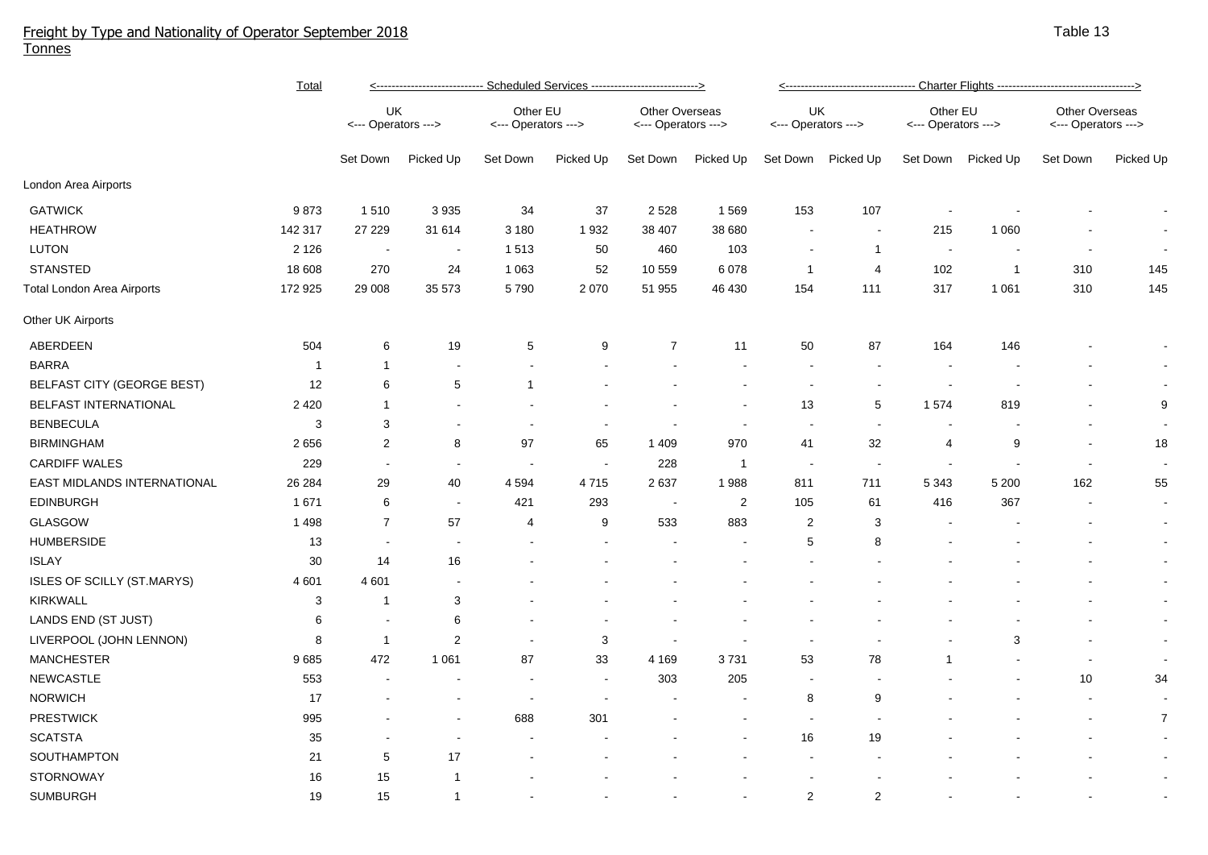# Freight by Type and Nationality of Operator September 2018

Tonnes

Table 13

| | Total | Scheduled Services | | | | | | Charter Flights | | | | | |
|---|---|---|---|---|---|---|---|---|---|---|---|---|---|
| | | UK Operators | | Other EU Operators | | Other Overseas Operators | | UK Operators | | Other EU Operators | | Other Overseas Operators | |
| | | Set Down | Picked Up | Set Down | Picked Up | Set Down | Picked Up | Set Down | Picked Up | Set Down | Picked Up | Set Down | Picked Up |
| **London Area Airports** | | | | | | | | | | | | | |
| GATWICK | 9 873 | 1 510 | 3 935 | 34 | 37 | 2 528 | 1 569 | 153 | 107 | - | - | - | - |
| HEATHROW | 142 317 | 27 229 | 31 614 | 3 180 | 1 932 | 38 407 | 38 680 | - | - | 215 | 1 060 | - | - |
| LUTON | 2 126 | - | - | 1 513 | 50 | 460 | 103 | - | 1 | - | - | - | - |
| STANSTED | 18 608 | 270 | 24 | 1 063 | 52 | 10 559 | 6 078 | 1 | 4 | 102 | 1 | 310 | 145 |
| Total London Area Airports | 172 925 | 29 008 | 35 573 | 5 790 | 2 070 | 51 955 | 46 430 | 154 | 111 | 317 | 1 061 | 310 | 145 |
| **Other UK Airports** | | | | | | | | | | | | | |
| ABERDEEN | 504 | 6 | 19 | 5 | 9 | 7 | 11 | 50 | 87 | 164 | 146 | - | - |
| BARRA | 1 | 1 | - | - | - | - | - | - | - | - | - | - | - |
| BELFAST CITY (GEORGE BEST) | 12 | 6 | 5 | 1 | - | - | - | - | - | - | - | - | - |
| BELFAST INTERNATIONAL | 2 420 | 1 | - | - | - | - | - | 13 | 5 | 1 574 | 819 | - | 9 |
| BENBECULA | 3 | 3 | - | - | - | - | - | - | - | - | - | - | - |
| BIRMINGHAM | 2 656 | 2 | 8 | 97 | 65 | 1 409 | 970 | 41 | 32 | 4 | 9 | - | 18 |
| CARDIFF WALES | 229 | - | - | - | - | 228 | 1 | - | - | - | - | - | - |
| EAST MIDLANDS INTERNATIONAL | 26 284 | 29 | 40 | 4 594 | 4 715 | 2 637 | 1 988 | 811 | 711 | 5 343 | 5 200 | 162 | 55 |
| EDINBURGH | 1 671 | 6 | - | 421 | 293 | - | 2 | 105 | 61 | 416 | 367 | - | - |
| GLASGOW | 1 498 | 7 | 57 | 4 | 9 | 533 | 883 | 2 | 3 | - | - | - | - |
| HUMBERSIDE | 13 | - | - | - | - | - | - | 5 | 8 | - | - | - | - |
| ISLAY | 30 | 14 | 16 | - | - | - | - | - | - | - | - | - | - |
| ISLES OF SCILLY (ST.MARYS) | 4 601 | 4 601 | - | - | - | - | - | - | - | - | - | - | - |
| KIRKWALL | 3 | 1 | 3 | - | - | - | - | - | - | - | - | - | - |
| LANDS END (ST JUST) | 6 | - | 6 | - | - | - | - | - | - | - | - | - | - |
| LIVERPOOL (JOHN LENNON) | 8 | 1 | 2 | - | 3 | - | - | - | - | - | 3 | - | - |
| MANCHESTER | 9 685 | 472 | 1 061 | 87 | 33 | 4 169 | 3 731 | 53 | 78 | 1 | - | - | - |
| NEWCASTLE | 553 | - | - | - | - | 303 | 205 | - | - | - | - | 10 | 34 |
| NORWICH | 17 | - | - | - | - | - | - | 8 | 9 | - | - | - | - |
| PRESTWICK | 995 | - | - | 688 | 301 | - | - | - | - | - | - | - | 7 |
| SCATSTA | 35 | - | - | - | - | - | - | 16 | 19 | - | - | - | - |
| SOUTHAMPTON | 21 | 5 | 17 | - | - | - | - | - | - | - | - | - | - |
| STORNOWAY | 16 | 15 | 1 | - | - | - | - | - | - | - | - | - | - |
| SUMBURGH | 19 | 15 | 1 | - | - | - | - | 2 | 2 | - | - | - | - |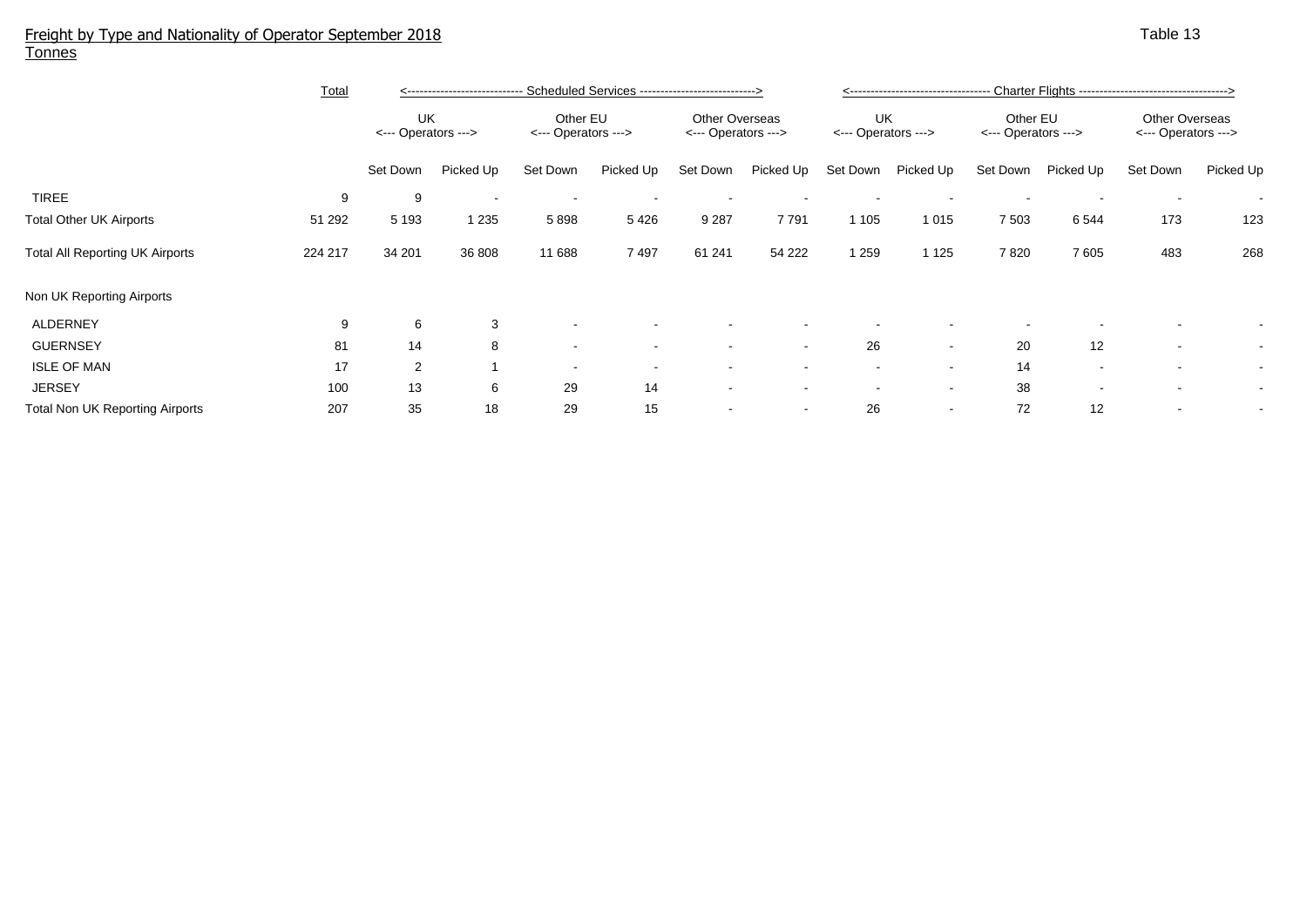Freight by Type and Nationality of Operator September 2018
Tonnes

Table 13

| | Total | Scheduled Services | | | | | | Charter Flights | | | | | |
|---|---|---|---|---|---|---|---|---|---|---|---|---|---|
| | | UK Operators | | Other EU Operators | | Other Overseas Operators | | UK Operators | | Other EU Operators | | Other Overseas Operators | |
| | | Set Down | Picked Up | Set Down | Picked Up | Set Down | Picked Up | Set Down | Picked Up | Set Down | Picked Up | Set Down | Picked Up |
| TIREE | 9 | 9 | - | - | - | - | - | - | - | - | - | - | - |
| Total Other UK Airports | 51 292 | 5 193 | 1 235 | 5 898 | 5 426 | 9 287 | 7 791 | 1 105 | 1 015 | 7 503 | 6 544 | 173 | 123 |
| Total All Reporting UK Airports | 224 217 | 34 201 | 36 808 | 11 688 | 7 497 | 61 241 | 54 222 | 1 259 | 1 125 | 7 820 | 7 605 | 483 | 268 |
| Non UK Reporting Airports | | | | | | | | | | | | | |
| ALDERNEY | 9 | 6 | 3 | - | - | - | - | - | - | - | - | - | - |
| GUERNSEY | 81 | 14 | 8 | - | - | - | - | 26 | - | 20 | 12 | - | - |
| ISLE OF MAN | 17 | 2 | 1 | - | - | - | - | - | - | 14 | - | - | - |
| JERSEY | 100 | 13 | 6 | 29 | 14 | - | - | - | - | 38 | - | - | - |
| Total Non UK Reporting Airports | 207 | 35 | 18 | 29 | 15 | - | - | 26 | - | 72 | 12 | - | - |